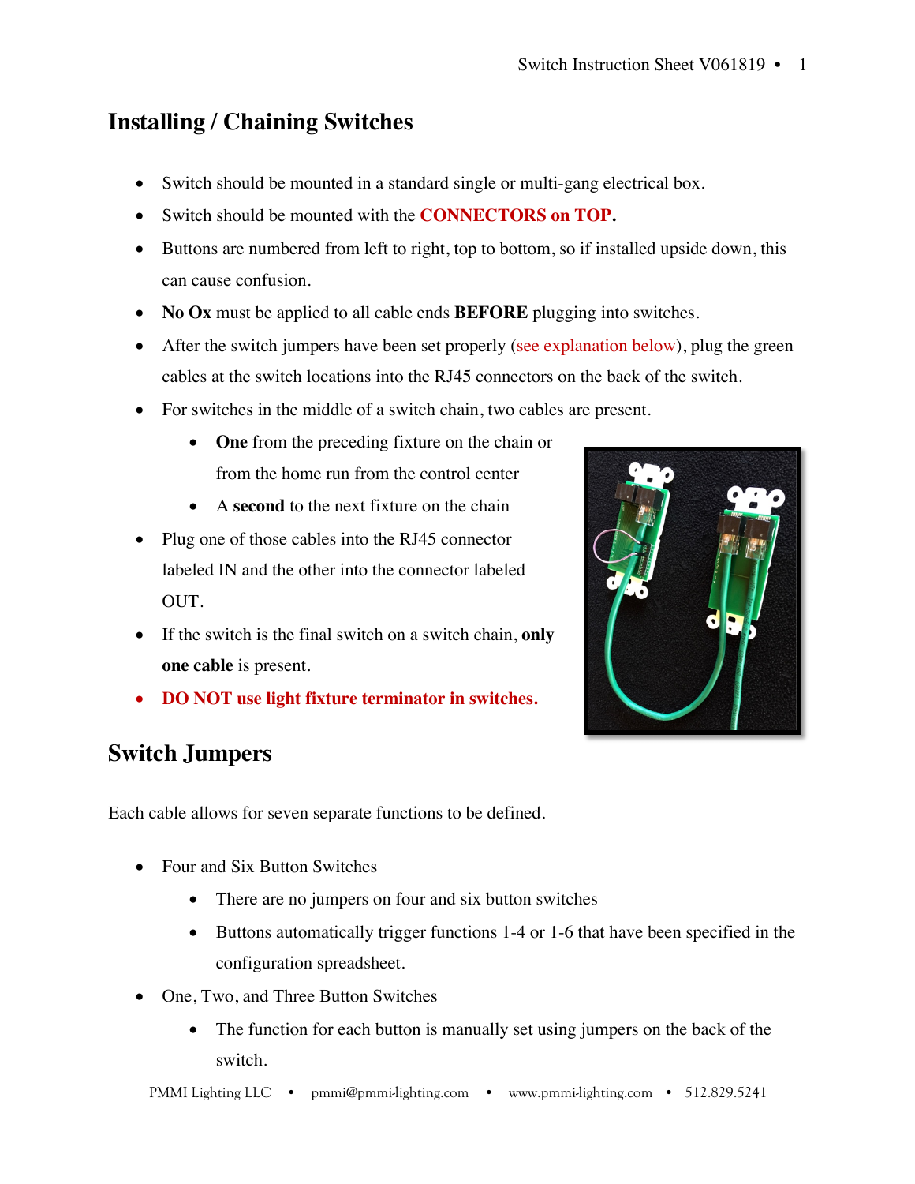## Installing / Chaining Switches

- Switch should be mounted in a standard single or multi-gang electrical box.
- Switch should be mounted with the **CONNECTORS on TOP.**
- Buttons are numbered from left to right, top to bottom, so if installed upside down, this can cause confusion.
- **No Ox** must be applied to all cable ends **BEFORE** plugging into switches.
- After the switch jumpers have been set properly (see explanation below), plug the green cables at the switch locations into the RJ45 connectors on the back of the switch.
- For switches in the middle of a switch chain, two cables are present.
  - **One** from the preceding fixture on the chain or from the home run from the control center
  - A **second** to the next fixture on the chain
- Plug one of those cables into the RJ45 connector labeled IN and the other into the connector labeled OUT.
- If the switch is the final switch on a switch chain, **only one cable** is present.
- **DO NOT use light fixture terminator in switches.**

## Switch Jumpers

Each cable allows for seven separate functions to be defined.

- Four and Six Button Switches
  - There are no jumpers on four and six button switches
  - Buttons automatically trigger functions 1-4 or 1-6 that have been specified in the configuration spreadsheet.
- One, Two, and Three Button Switches
  - The function for each button is manually set using jumpers on the back of the switch.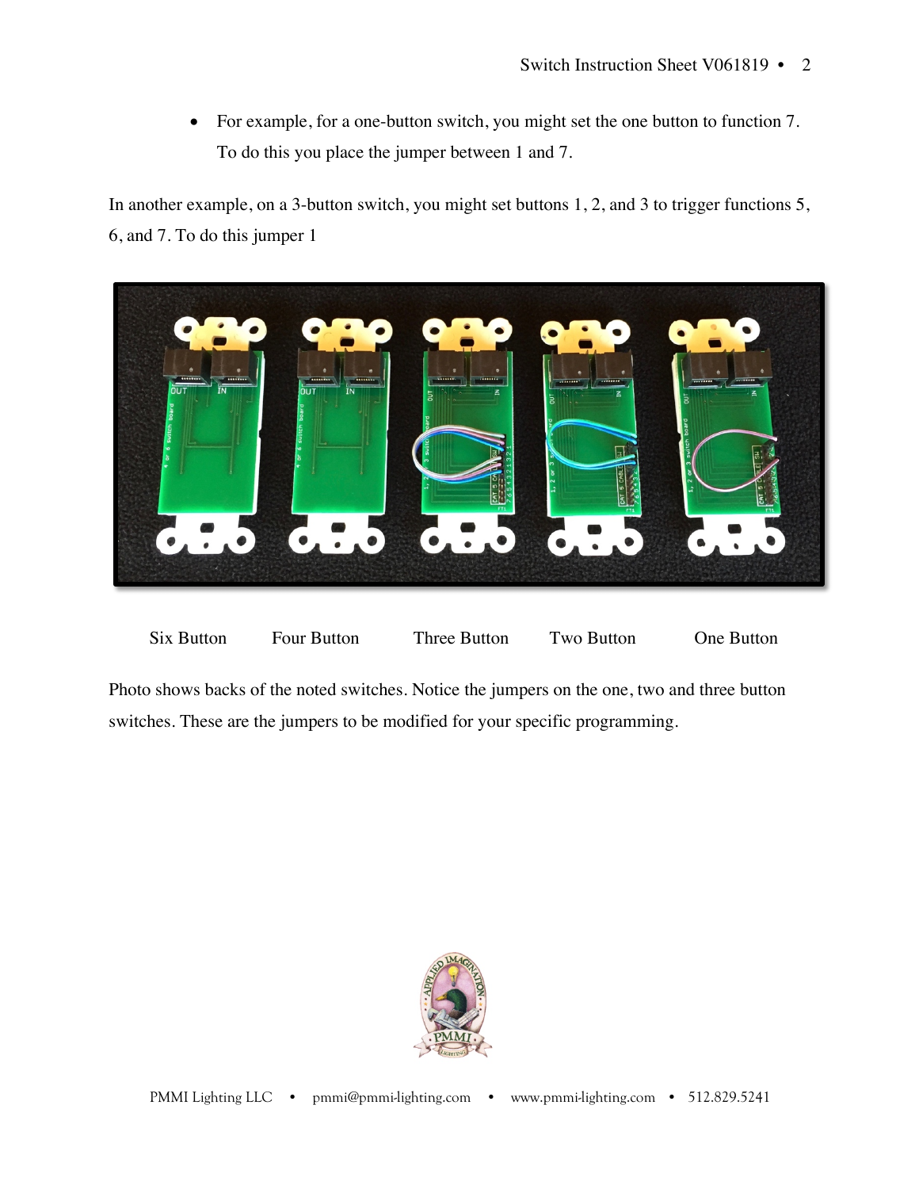- For example, for a one-button switch, you might set the one button to function 7. To do this you place the jumper between 1 and 7.

In another example, on a 3-button switch, you might set buttons 1, 2, and 3 to trigger functions 5, 6, and 7. To do this jumper 1

Six Button Four Button Three Button Two Button One Button

Photo shows backs of the noted switches. Notice the jumpers on the one, two and three button switches. These are the jumpers to be modified for your specific programming.

PMMI Lighting LLC • pmmi@pmmi-lighting.com • www.pmmi-lighting.com • 512.829.5241